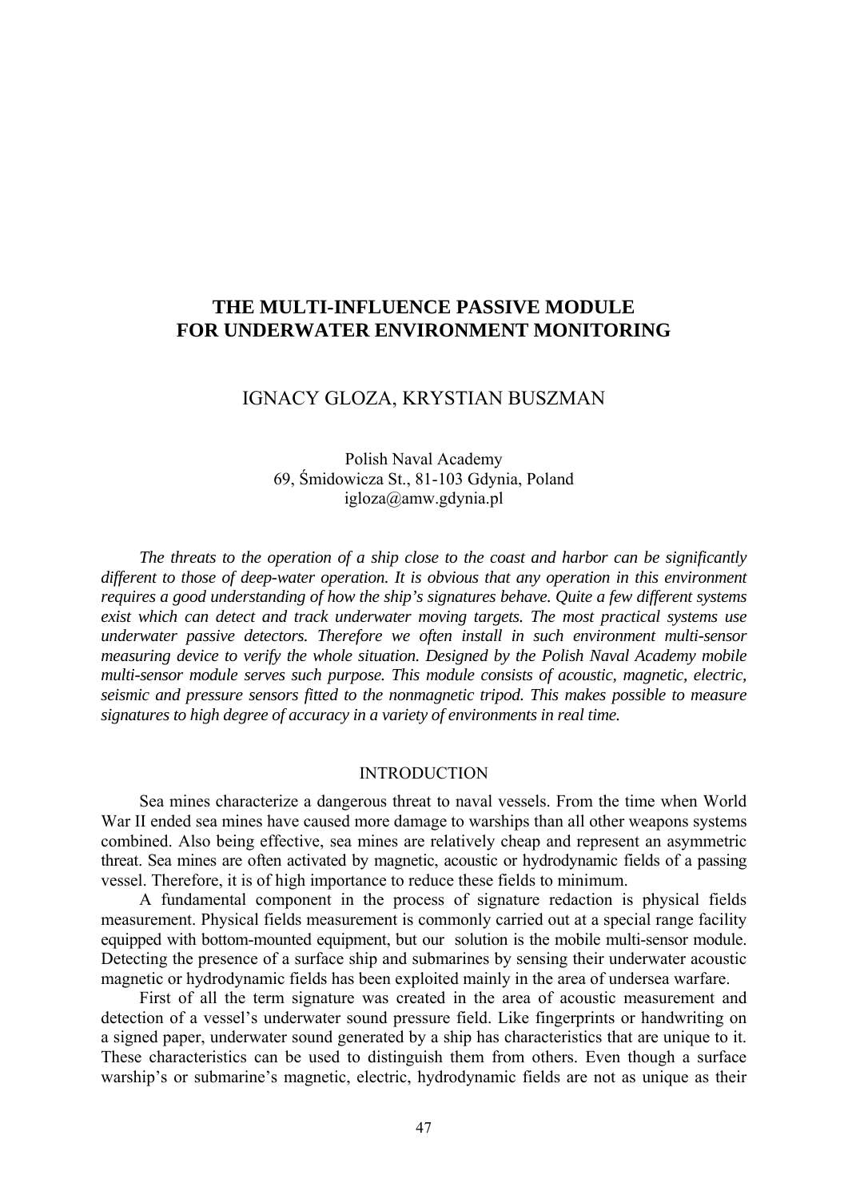# THE MULTI-INFLUENCE PASSIVE MODULE FOR UNDERWATER ENVIRONMENT MONITORING

IGNACY GLOZA, KRYSTIAN BUSZMAN

Polish Naval Academy
69, Śmidowicza St., 81-103 Gdynia, Poland
igloza@amw.gdynia.pl

*The threats to the operation of a ship close to the coast and harbor can be significantly different to those of deep-water operation. It is obvious that any operation in this environment requires a good understanding of how the ship's signatures behave. Quite a few different systems exist which can detect and track underwater moving targets. The most practical systems use underwater passive detectors. Therefore we often install in such environment multi-sensor measuring device to verify the whole situation. Designed by the Polish Naval Academy mobile multi-sensor module serves such purpose. This module consists of acoustic, magnetic, electric, seismic and pressure sensors fitted to the nonmagnetic tripod. This makes possible to measure signatures to high degree of accuracy in a variety of environments in real time.*

## INTRODUCTION

Sea mines characterize a dangerous threat to naval vessels. From the time when World War II ended sea mines have caused more damage to warships than all other weapons systems combined. Also being effective, sea mines are relatively cheap and represent an asymmetric threat. Sea mines are often activated by magnetic, acoustic or hydrodynamic fields of a passing vessel. Therefore, it is of high importance to reduce these fields to minimum.

A fundamental component in the process of signature redaction is physical fields measurement. Physical fields measurement is commonly carried out at a special range facility equipped with bottom-mounted equipment, but our solution is the mobile multi-sensor module. Detecting the presence of a surface ship and submarines by sensing their underwater acoustic magnetic or hydrodynamic fields has been exploited mainly in the area of undersea warfare.

First of all the term signature was created in the area of acoustic measurement and detection of a vessel's underwater sound pressure field. Like fingerprints or handwriting on a signed paper, underwater sound generated by a ship has characteristics that are unique to it. These characteristics can be used to distinguish them from others. Even though a surface warship's or submarine's magnetic, electric, hydrodynamic fields are not as unique as their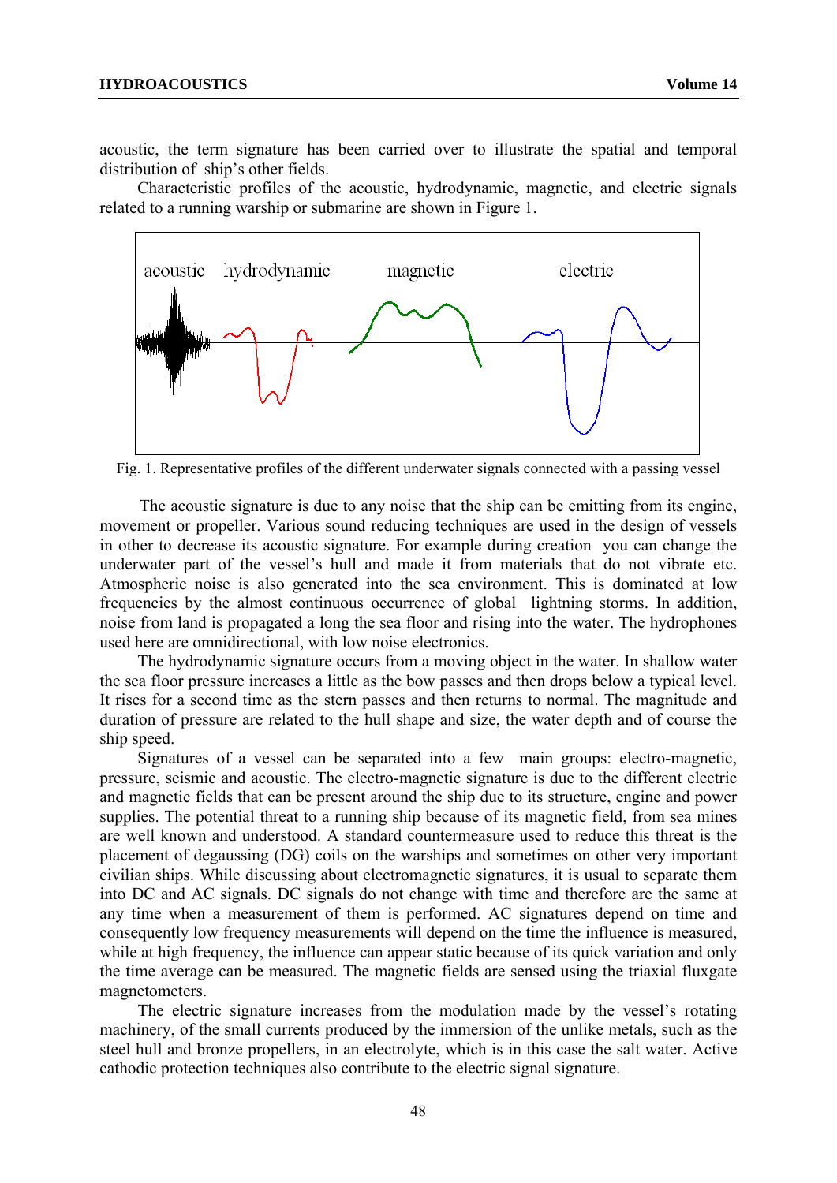acoustic, the term signature has been carried over to illustrate the spatial and temporal distribution of ship's other fields.

Characteristic profiles of the acoustic, hydrodynamic, magnetic, and electric signals related to a running warship or submarine are shown in Figure 1.

Fig. 1. Representative profiles of the different underwater signals connected with a passing vessel

The acoustic signature is due to any noise that the ship can be emitting from its engine, movement or propeller. Various sound reducing techniques are used in the design of vessels in other to decrease its acoustic signature. For example during creation you can change the underwater part of the vessel's hull and made it from materials that do not vibrate etc. Atmospheric noise is also generated into the sea environment. This is dominated at low frequencies by the almost continuous occurrence of global lightning storms. In addition, noise from land is propagated a long the sea floor and rising into the water. The hydrophones used here are omnidirectional, with low noise electronics.

The hydrodynamic signature occurs from a moving object in the water. In shallow water the sea floor pressure increases a little as the bow passes and then drops below a typical level. It rises for a second time as the stern passes and then returns to normal. The magnitude and duration of pressure are related to the hull shape and size, the water depth and of course the ship speed.

Signatures of a vessel can be separated into a few main groups: electro-magnetic, pressure, seismic and acoustic. The electro-magnetic signature is due to the different electric and magnetic fields that can be present around the ship due to its structure, engine and power supplies. The potential threat to a running ship because of its magnetic field, from sea mines are well known and understood. A standard countermeasure used to reduce this threat is the placement of degaussing (DG) coils on the warships and sometimes on other very important civilian ships. While discussing about electromagnetic signatures, it is usual to separate them into DC and AC signals. DC signals do not change with time and therefore are the same at any time when a measurement of them is performed. AC signatures depend on time and consequently low frequency measurements will depend on the time the influence is measured, while at high frequency, the influence can appear static because of its quick variation and only the time average can be measured. The magnetic fields are sensed using the triaxial fluxgate magnetometers.

The electric signature increases from the modulation made by the vessel's rotating machinery, of the small currents produced by the immersion of the unlike metals, such as the steel hull and bronze propellers, in an electrolyte, which is in this case the salt water. Active cathodic protection techniques also contribute to the electric signal signature.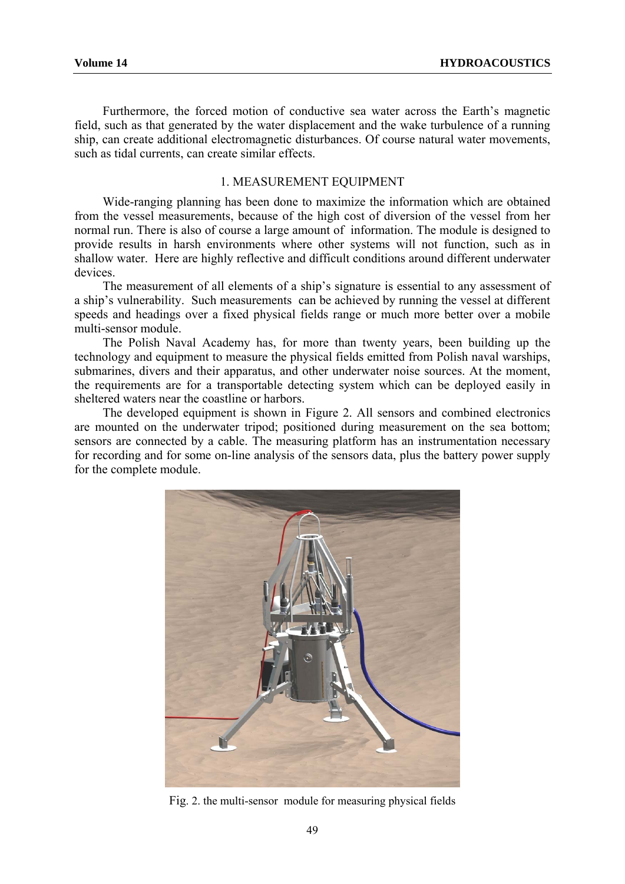Furthermore, the forced motion of conductive sea water across the Earth's magnetic field, such as that generated by the water displacement and the wake turbulence of a running ship, can create additional electromagnetic disturbances. Of course natural water movements, such as tidal currents, can create similar effects.

## 1. MEASUREMENT EQUIPMENT

Wide-ranging planning has been done to maximize the information which are obtained from the vessel measurements, because of the high cost of diversion of the vessel from her normal run. There is also of course a large amount of information. The module is designed to provide results in harsh environments where other systems will not function, such as in shallow water. Here are highly reflective and difficult conditions around different underwater devices.

The measurement of all elements of a ship's signature is essential to any assessment of a ship's vulnerability. Such measurements can be achieved by running the vessel at different speeds and headings over a fixed physical fields range or much more better over a mobile multi-sensor module.

The Polish Naval Academy has, for more than twenty years, been building up the technology and equipment to measure the physical fields emitted from Polish naval warships, submarines, divers and their apparatus, and other underwater noise sources. At the moment, the requirements are for a transportable detecting system which can be deployed easily in sheltered waters near the coastline or harbors.

The developed equipment is shown in Figure 2. All sensors and combined electronics are mounted on the underwater tripod; positioned during measurement on the sea bottom; sensors are connected by a cable. The measuring platform has an instrumentation necessary for recording and for some on-line analysis of the sensors data, plus the battery power supply for the complete module.

Fig. 2. the multi-sensor module for measuring physical fields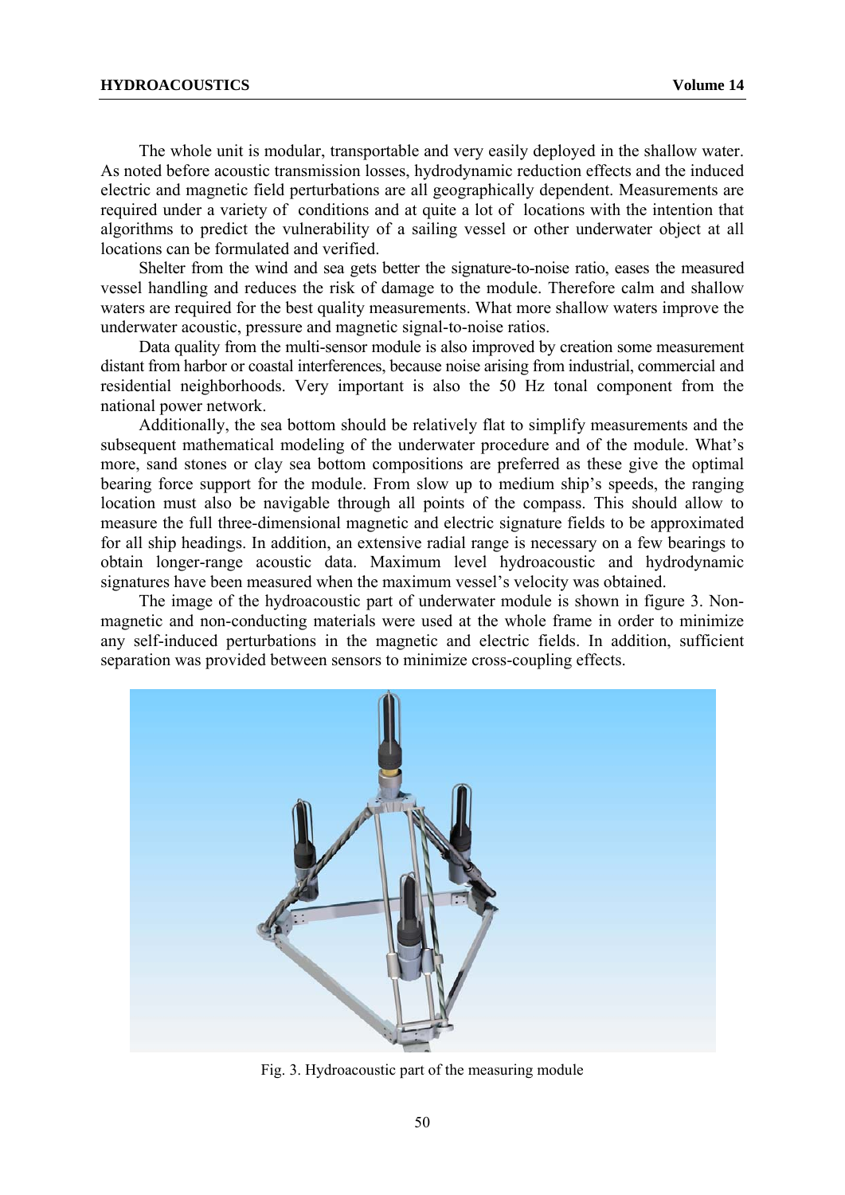The whole unit is modular, transportable and very easily deployed in the shallow water. As noted before acoustic transmission losses, hydrodynamic reduction effects and the induced electric and magnetic field perturbations are all geographically dependent. Measurements are required under a variety of conditions and at quite a lot of locations with the intention that algorithms to predict the vulnerability of a sailing vessel or other underwater object at all locations can be formulated and verified.

Shelter from the wind and sea gets better the signature-to-noise ratio, eases the measured vessel handling and reduces the risk of damage to the module. Therefore calm and shallow waters are required for the best quality measurements. What more shallow waters improve the underwater acoustic, pressure and magnetic signal-to-noise ratios.

Data quality from the multi-sensor module is also improved by creation some measurement distant from harbor or coastal interferences, because noise arising from industrial, commercial and residential neighborhoods. Very important is also the 50 Hz tonal component from the national power network.

Additionally, the sea bottom should be relatively flat to simplify measurements and the subsequent mathematical modeling of the underwater procedure and of the module. What's more, sand stones or clay sea bottom compositions are preferred as these give the optimal bearing force support for the module. From slow up to medium ship's speeds, the ranging location must also be navigable through all points of the compass. This should allow to measure the full three-dimensional magnetic and electric signature fields to be approximated for all ship headings. In addition, an extensive radial range is necessary on a few bearings to obtain longer-range acoustic data. Maximum level hydroacoustic and hydrodynamic signatures have been measured when the maximum vessel's velocity was obtained.

The image of the hydroacoustic part of underwater module is shown in figure 3. Non-magnetic and non-conducting materials were used at the whole frame in order to minimize any self-induced perturbations in the magnetic and electric fields. In addition, sufficient separation was provided between sensors to minimize cross-coupling effects.

Fig. 3. Hydroacoustic part of the measuring module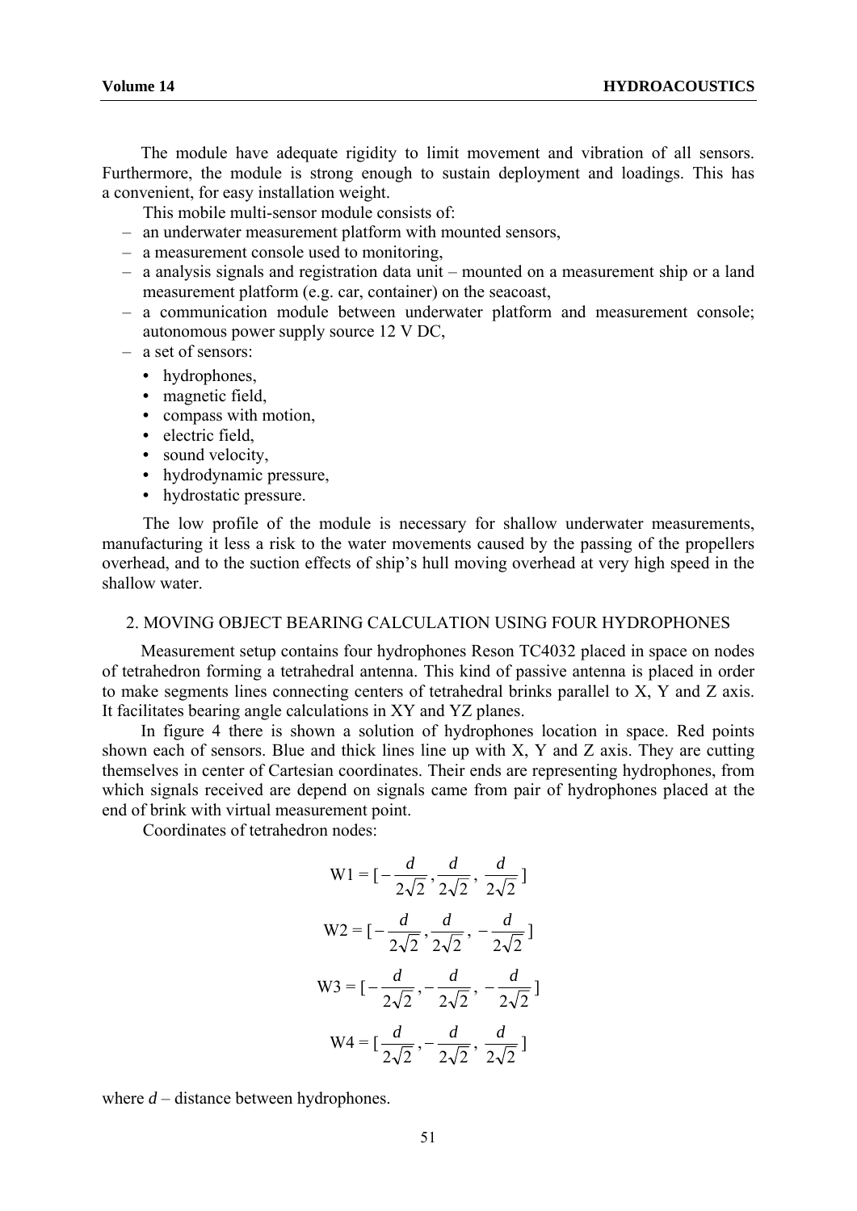The module have adequate rigidity to limit movement and vibration of all sensors. Furthermore, the module is strong enough to sustain deployment and loadings. This has a convenient, for easy installation weight.

This mobile multi-sensor module consists of:

- an underwater measurement platform with mounted sensors,
- a measurement console used to monitoring,
- a analysis signals and registration data unit – mounted on a measurement ship or a land measurement platform (e.g. car, container) on the seacoast,
- a communication module between underwater platform and measurement console; autonomous power supply source 12 V DC,
- a set of sensors:
  - hydrophones,
  - magnetic field,
  - compass with motion,
  - electric field,
  - sound velocity,
  - hydrodynamic pressure,
  - hydrostatic pressure.

The low profile of the module is necessary for shallow underwater measurements, manufacturing it less a risk to the water movements caused by the passing of the propellers overhead, and to the suction effects of ship's hull moving overhead at very high speed in the shallow water.

## 2. MOVING OBJECT BEARING CALCULATION USING FOUR HYDROPHONES

Measurement setup contains four hydrophones Reson TC4032 placed in space on nodes of tetrahedron forming a tetrahedral antenna. This kind of passive antenna is placed in order to make segments lines connecting centers of tetrahedral brinks parallel to X, Y and Z axis. It facilitates bearing angle calculations in XY and YZ planes.

In figure 4 there is shown a solution of hydrophones location in space. Red points shown each of sensors. Blue and thick lines line up with X, Y and Z axis. They are cutting themselves in center of Cartesian coordinates. Their ends are representing hydrophones, from which signals received are depend on signals came from pair of hydrophones placed at the end of brink with virtual measurement point.

Coordinates of tetrahedron nodes:

$$\mathrm{W1} = [-\frac{d}{2\sqrt{2}}, \frac{d}{2\sqrt{2}}, \frac{d}{2\sqrt{2}}]$$

$$\mathrm{W2} = [-\frac{d}{2\sqrt{2}}, \frac{d}{2\sqrt{2}}, -\frac{d}{2\sqrt{2}}]$$

$$\mathrm{W3} = [-\frac{d}{2\sqrt{2}}, -\frac{d}{2\sqrt{2}}, -\frac{d}{2\sqrt{2}}]$$

$$\mathrm{W4} = [\frac{d}{2\sqrt{2}}, -\frac{d}{2\sqrt{2}}, \frac{d}{2\sqrt{2}}]$$

where $d$ – distance between hydrophones.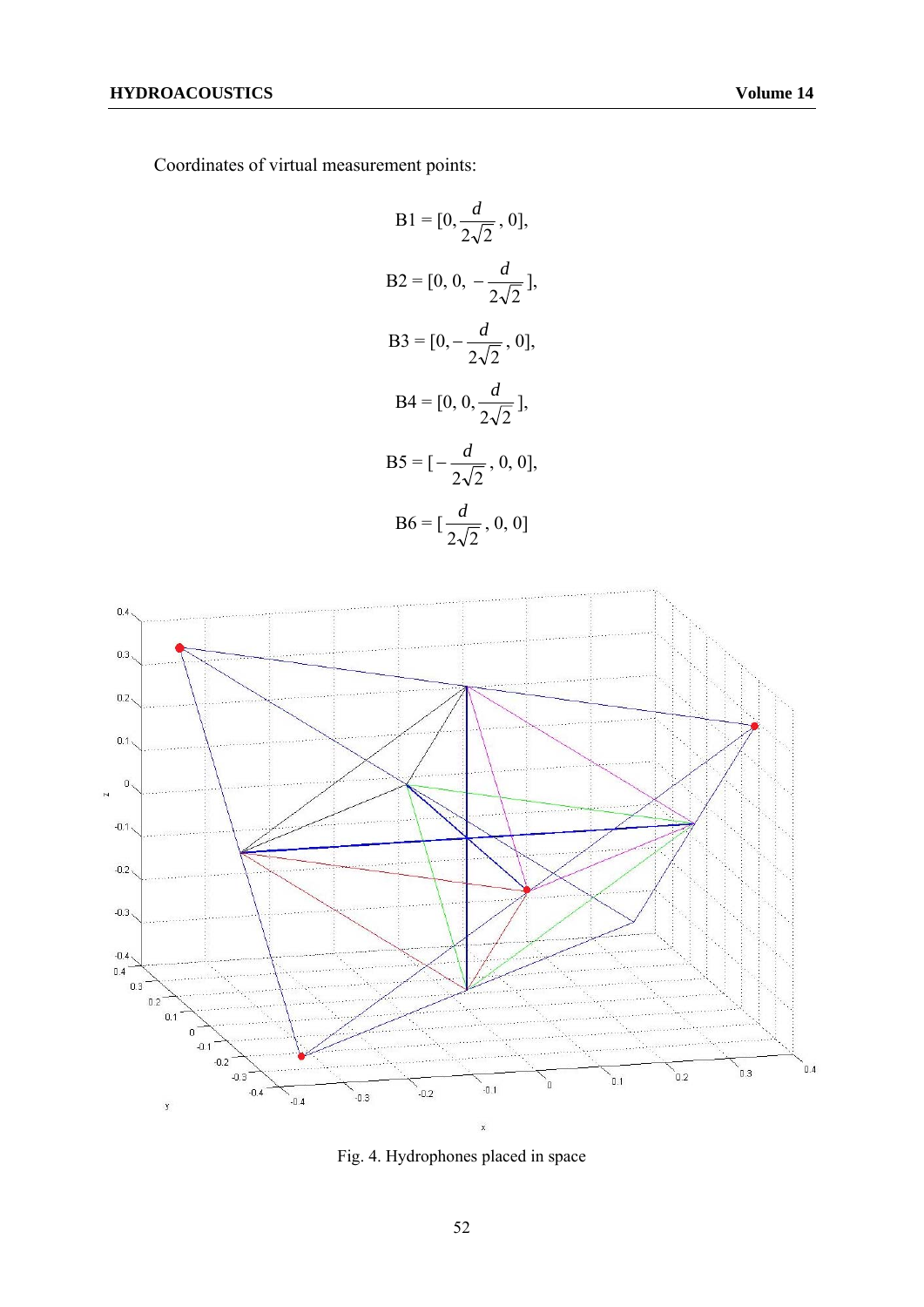Coordinates of virtual measurement points:

$$B1 = [0, \frac{d}{2\sqrt{2}}, 0],$$

$$B2 = [0, 0, -\frac{d}{2\sqrt{2}}],$$

$$B3 = [0, -\frac{d}{2\sqrt{2}}, 0],$$

$$B4 = [0, 0, \frac{d}{2\sqrt{2}}],$$

$$B5 = [-\frac{d}{2\sqrt{2}}, 0, 0],$$

$$B6 = [\frac{d}{2\sqrt{2}}, 0, 0]$$

Fig. 4. Hydrophones placed in space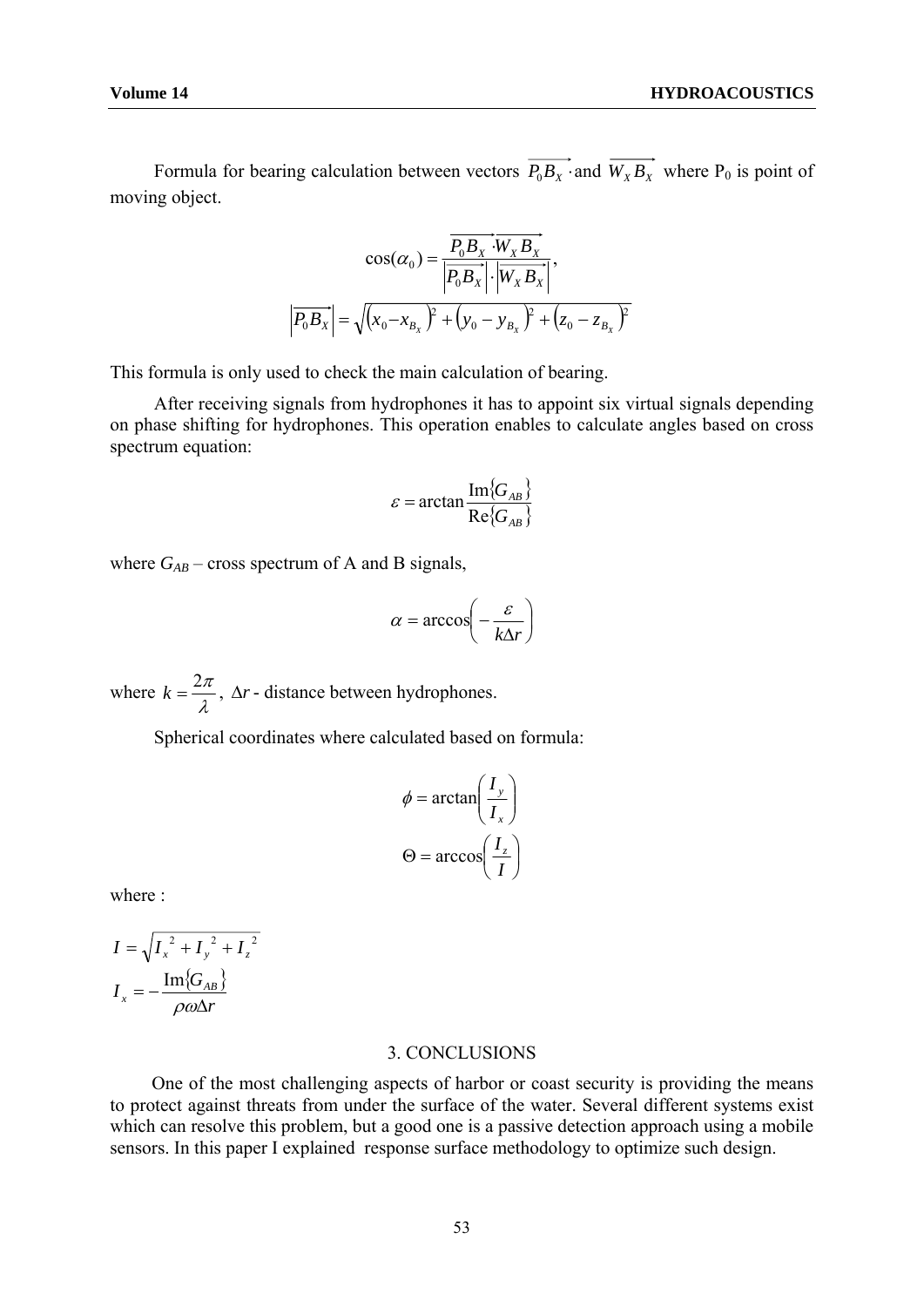Formula for bearing calculation between vectors $\overrightarrow{P_0 B_X}$ and $\overrightarrow{W_X B_X}$ where $P_0$ is point of moving object.

$$\cos(\alpha_0) = \frac{\overrightarrow{P_0 B_X} \cdot \overrightarrow{W_X B_X}}{\left|\overrightarrow{P_0 B_X}\right| \cdot \left|\overrightarrow{W_X B_X}\right|},$$

$$\left|\overrightarrow{P_0 B_X}\right| = \sqrt{\left(x_0 - x_{B_X}\right)^2 + \left(y_0 - y_{B_X}\right)^2 + \left(z_0 - z_{B_X}\right)^2}$$

This formula is only used to check the main calculation of bearing.

After receiving signals from hydrophones it has to appoint six virtual signals depending on phase shifting for hydrophones. This operation enables to calculate angles based on cross spectrum equation:

$$\varepsilon = \arctan \frac{\operatorname{Im}\{G_{AB}\}}{\operatorname{Re}\{G_{AB}\}}$$

where $G_{AB}$ – cross spectrum of A and B signals,

$$\alpha = \arccos\left(-\frac{\varepsilon}{k\Delta r}\right)$$

where $k = \frac{2\pi}{\lambda}$, $\Delta r$ - distance between hydrophones.

Spherical coordinates where calculated based on formula:

$$\phi = \arctan\left(\frac{I_y}{I_x}\right)$$

$$\Theta = \arccos\left(\frac{I_z}{I}\right)$$

where :

$$I = \sqrt{I_x^{\,2} + I_y^{\,2} + I_z^{\,2}}$$

$$I_x = -\frac{\operatorname{Im}\{G_{AB}\}}{\rho\omega\Delta r}$$

## 3. CONCLUSIONS

One of the most challenging aspects of harbor or coast security is providing the means to protect against threats from under the surface of the water. Several different systems exist which can resolve this problem, but a good one is a passive detection approach using a mobile sensors. In this paper I explained response surface methodology to optimize such design.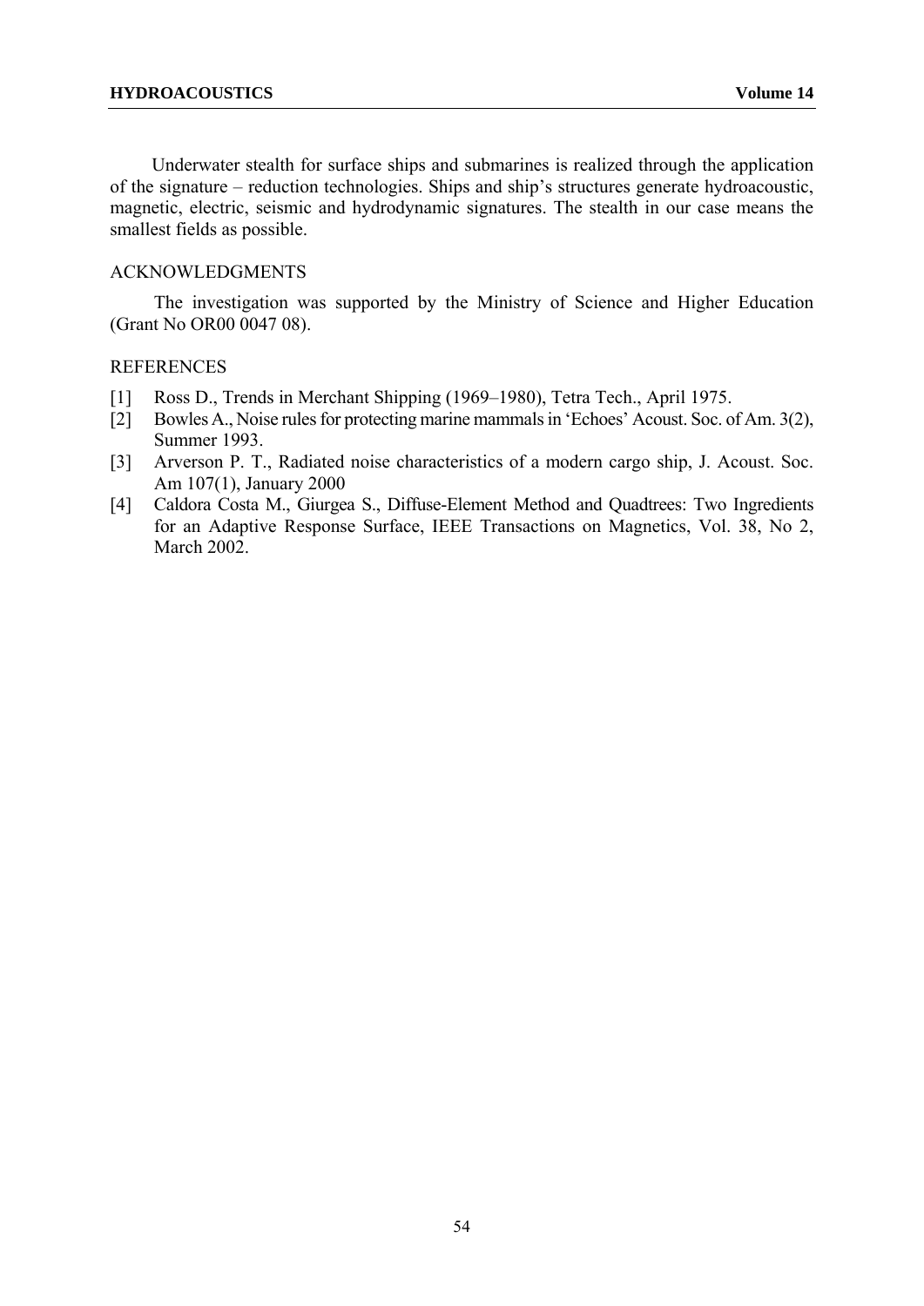Underwater stealth for surface ships and submarines is realized through the application of the signature – reduction technologies. Ships and ship's structures generate hydroacoustic, magnetic, electric, seismic and hydrodynamic signatures. The stealth in our case means the smallest fields as possible.

## ACKNOWLEDGMENTS

The investigation was supported by the Ministry of Science and Higher Education (Grant No OR00 0047 08).

## REFERENCES

[1] Ross D., Trends in Merchant Shipping (1969–1980), Tetra Tech., April 1975.

[2] Bowles A., Noise rules for protecting marine mammals in 'Echoes' Acoust. Soc. of Am. 3(2), Summer 1993.

[3] Arverson P. T., Radiated noise characteristics of a modern cargo ship, J. Acoust. Soc. Am 107(1), January 2000

[4] Caldora Costa M., Giurgea S., Diffuse-Element Method and Quadtrees: Two Ingredients for an Adaptive Response Surface, IEEE Transactions on Magnetics, Vol. 38, No 2, March 2002.